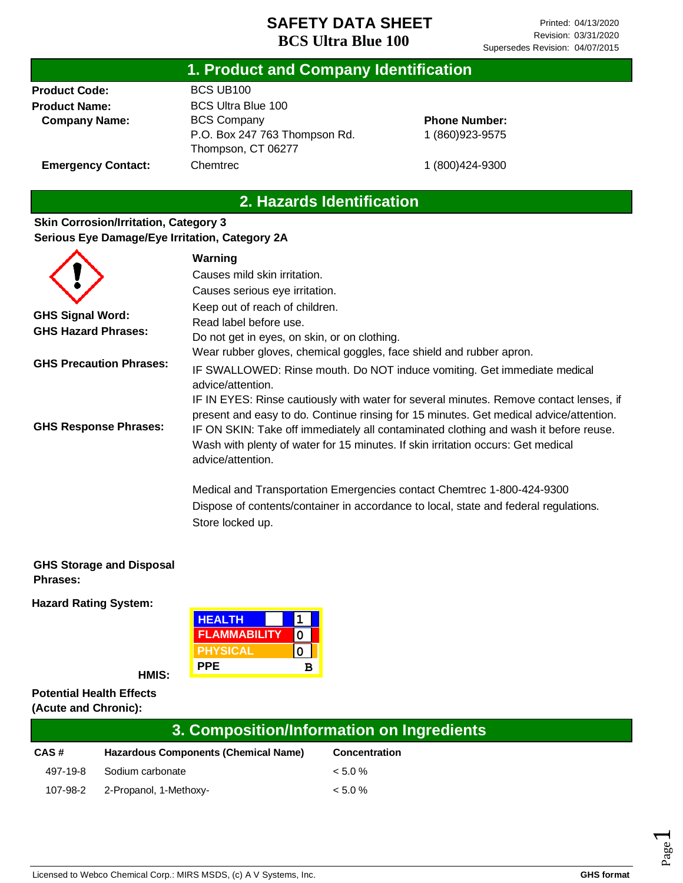# SAFETY DATA SHEET
## BCS Ultra Blue 100

Printed: 04/13/2020
Revision: 03/31/2020
Supersedes Revision: 04/07/2015

## 1. Product and Company Identification

**Product Code:** BCS UB100

**Product Name:** BCS Ultra Blue 100

**Company Name:** BCS Company
P.O. Box 247 763 Thompson Rd.
Thompson, CT 06277

**Phone Number:** 1 (860)923-9575

**Emergency Contact:** Chemtrec 1 (800)424-9300

## 2. Hazards Identification

**Skin Corrosion/Irritation, Category 3**
**Serious Eye Damage/Eye Irritation, Category 2A**

**GHS Signal Word:** Warning

**GHS Hazard Phrases:**
Causes mild skin irritation.
Causes serious eye irritation.

**GHS Precaution Phrases:**
Keep out of reach of children.
Read label before use.
Do not get in eyes, on skin, or on clothing.
Wear rubber gloves, chemical goggles, face shield and rubber apron.

**GHS Response Phrases:**
IF SWALLOWED: Rinse mouth. Do NOT induce vomiting. Get immediate medical advice/attention.
IF IN EYES: Rinse cautiously with water for several minutes. Remove contact lenses, if present and easy to do. Continue rinsing for 15 minutes. Get medical advice/attention.
IF ON SKIN: Take off immediately all contaminated clothing and wash it before reuse. Wash with plenty of water for 15 minutes. If skin irritation occurs: Get medical advice/attention.

Medical and Transportation Emergencies contact Chemtrec 1-800-424-9300

**GHS Storage and Disposal Phrases:**
Dispose of contents/container in accordance to local, state and federal regulations.
Store locked up.

**Hazard Rating System:**

**HMIS:**

| HMIS | |
|---|---|
| HEALTH | 1 |
| FLAMMABILITY | 0 |
| PHYSICAL | 0 |
| PPE | B |

**Potential Health Effects (Acute and Chronic):**

## 3. Composition/Information on Ingredients

| CAS # | Hazardous Components (Chemical Name) | Concentration |
|---|---|---|
| 497-19-8 | Sodium carbonate | < 5.0 % |
| 107-98-2 | 2-Propanol, 1-Methoxy- | < 5.0 % |

Licensed to Webco Chemical Corp.: MIRS MSDS, (c) A V Systems, Inc. GHS format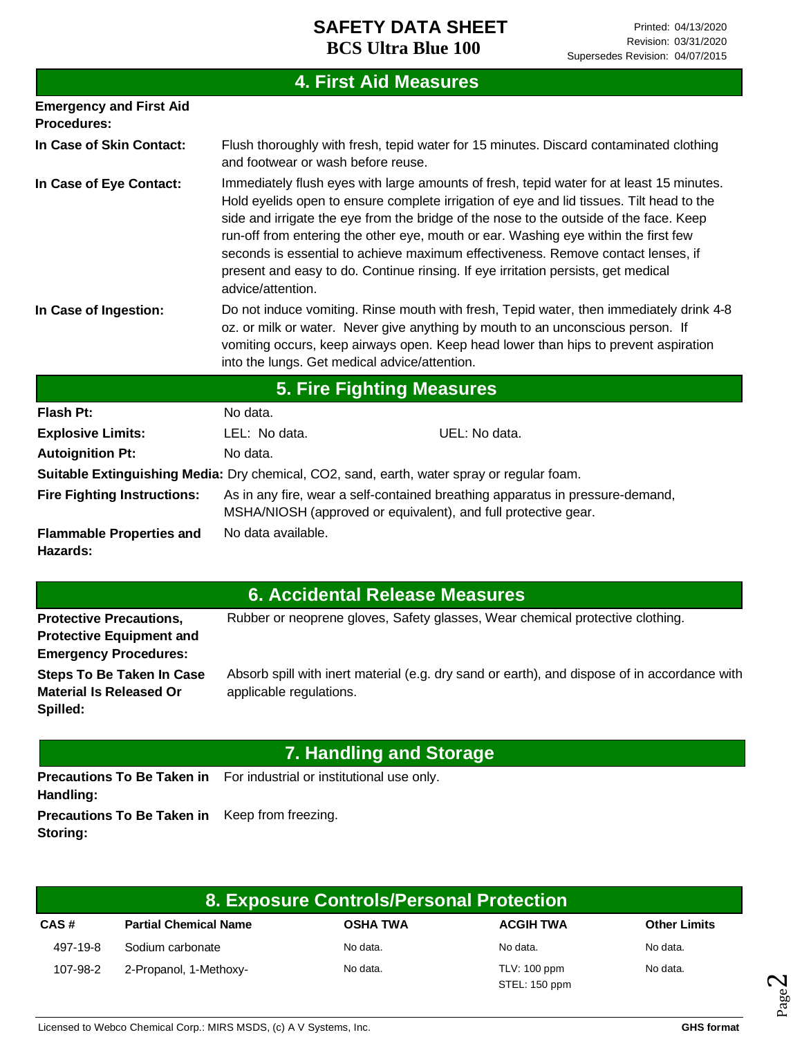## 4. First Aid Measures

**Emergency and First Aid Procedures:**

**In Case of Skin Contact:** Flush thoroughly with fresh, tepid water for 15 minutes. Discard contaminated clothing and footwear or wash before reuse.

**In Case of Eye Contact:** Immediately flush eyes with large amounts of fresh, tepid water for at least 15 minutes. Hold eyelids open to ensure complete irrigation of eye and lid tissues. Tilt head to the side and irrigate the eye from the bridge of the nose to the outside of the face. Keep run-off from entering the other eye, mouth or ear. Washing eye within the first few seconds is essential to achieve maximum effectiveness. Remove contact lenses, if present and easy to do. Continue rinsing. If eye irritation persists, get medical advice/attention.

**In Case of Ingestion:** Do not induce vomiting. Rinse mouth with fresh, Tepid water, then immediately drink 4-8 oz. or milk or water. Never give anything by mouth to an unconscious person. If vomiting occurs, keep airways open. Keep head lower than hips to prevent aspiration into the lungs. Get medical advice/attention.

## 5. Fire Fighting Measures

**Flash Pt:** No data.

**Explosive Limits:** LEL: No data. UEL: No data.

**Autoignition Pt:** No data.

**Suitable Extinguishing Media:** Dry chemical, CO2, sand, earth, water spray or regular foam.

**Fire Fighting Instructions:** As in any fire, wear a self-contained breathing apparatus in pressure-demand, MSHA/NIOSH (approved or equivalent), and full protective gear.

**Flammable Properties and Hazards:** No data available.

## 6. Accidental Release Measures

**Protective Precautions, Protective Equipment and Emergency Procedures:** Rubber or neoprene gloves, Safety glasses, Wear chemical protective clothing.

**Steps To Be Taken In Case Material Is Released Or Spilled:** Absorb spill with inert material (e.g. dry sand or earth), and dispose of in accordance with applicable regulations.

## 7. Handling and Storage

**Precautions To Be Taken in Handling:** For industrial or institutional use only.

**Precautions To Be Taken in Storing:** Keep from freezing.

## 8. Exposure Controls/Personal Protection

| CAS # | Partial Chemical Name | OSHA TWA | ACGIH TWA | Other Limits |
|---|---|---|---|---|
| 497-19-8 | Sodium carbonate | No data. | No data. | No data. |
| 107-98-2 | 2-Propanol, 1-Methoxy- | No data. | TLV: 100 ppm<br>STEL: 150 ppm | No data. |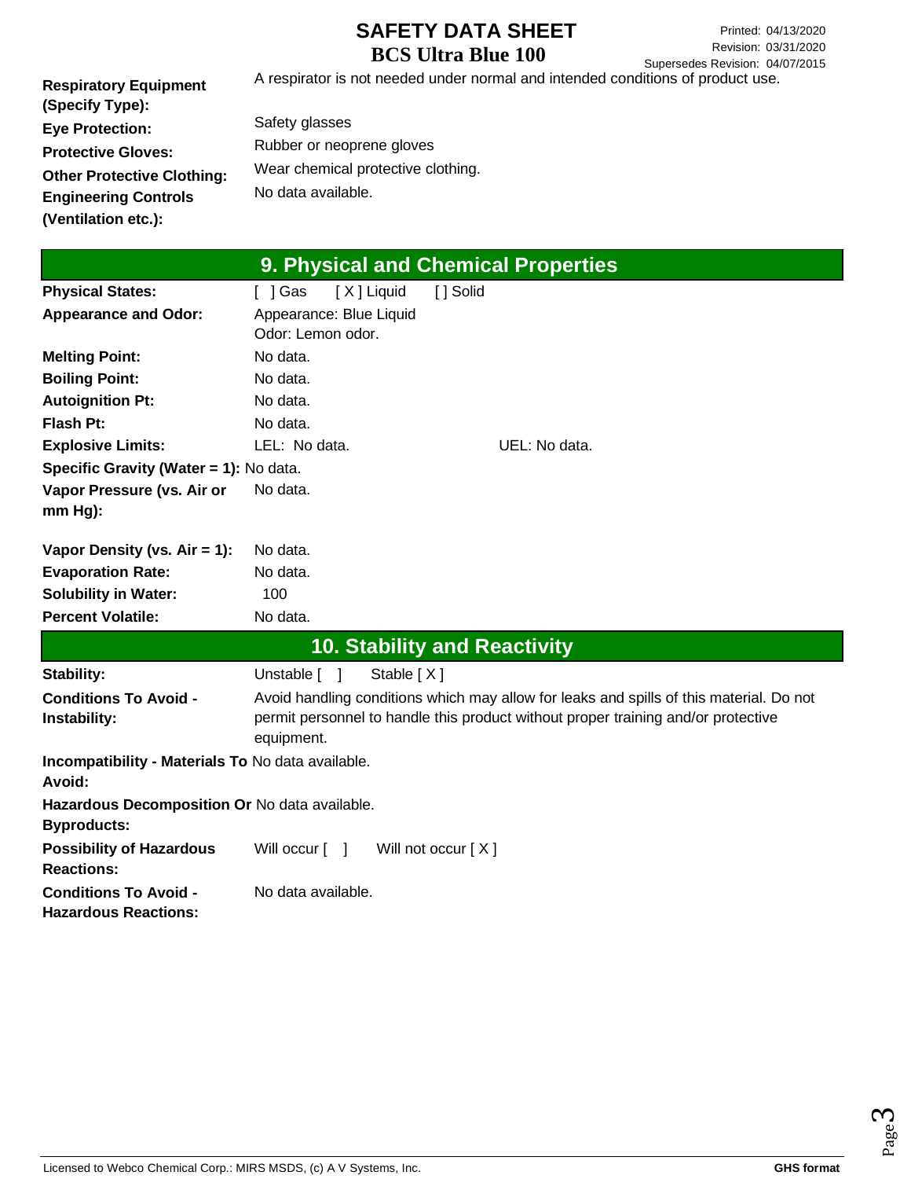| | |
|---|---|
| **Respiratory Equipment (Specify Type):** | A respirator is not needed under normal and intended conditions of product use. |
| **Eye Protection:** | Safety glasses |
| **Protective Gloves:** | Rubber or neoprene gloves |
| **Other Protective Clothing:** | Wear chemical protective clothing. |
| **Engineering Controls (Ventilation etc.):** | No data available. |

## 9. Physical and Chemical Properties

| | |
|---|---|
| **Physical States:** | [ ] Gas [ X ] Liquid [ ] Solid |
| **Appearance and Odor:** | Appearance: Blue Liquid<br>Odor: Lemon odor. |
| **Melting Point:** | No data. |
| **Boiling Point:** | No data. |
| **Autoignition Pt:** | No data. |
| **Flash Pt:** | No data. |
| **Explosive Limits:** | LEL: No data. UEL: No data. |
| **Specific Gravity (Water = 1):** | No data. |
| **Vapor Pressure (vs. Air or mm Hg):** | No data. |
| **Vapor Density (vs. Air = 1):** | No data. |
| **Evaporation Rate:** | No data. |
| **Solubility in Water:** | 100 |
| **Percent Volatile:** | No data. |

## 10. Stability and Reactivity

| | |
|---|---|
| **Stability:** | Unstable [ ] Stable [ X ] |
| **Conditions To Avoid - Instability:** | Avoid handling conditions which may allow for leaks and spills of this material. Do not permit personnel to handle this product without proper training and/or protective equipment. |
| **Incompatibility - Materials To Avoid:** | No data available. |
| **Hazardous Decomposition Or Byproducts:** | No data available. |
| **Possibility of Hazardous Reactions:** | Will occur [ ] Will not occur [ X ] |
| **Conditions To Avoid - Hazardous Reactions:** | No data available. |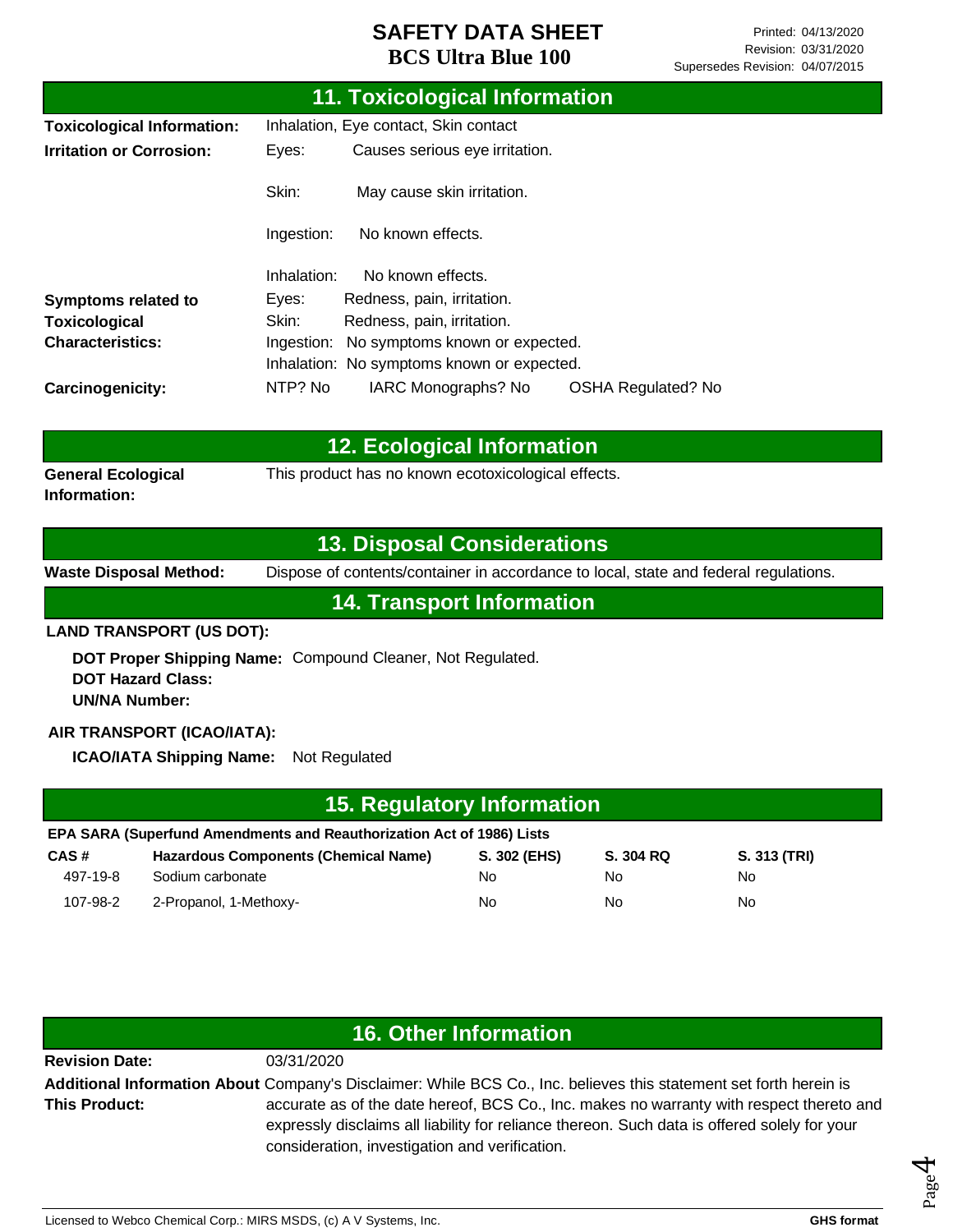## 11. Toxicological Information

**Toxicological Information:** Inhalation, Eye contact, Skin contact

**Irritation or Corrosion:**

Eyes: Causes serious eye irritation.

Skin: May cause skin irritation.

Ingestion: No known effects.

Inhalation: No known effects.

**Symptoms related to Toxicological Characteristics:**

Eyes: Redness, pain, irritation.
Skin: Redness, pain, irritation.
Ingestion: No symptoms known or expected.
Inhalation: No symptoms known or expected.

**Carcinogenicity:** NTP? No IARC Monographs? No OSHA Regulated? No

## 12. Ecological Information

**General Ecological Information:** This product has no known ecotoxicological effects.

## 13. Disposal Considerations

**Waste Disposal Method:** Dispose of contents/container in accordance to local, state and federal regulations.

## 14. Transport Information

**LAND TRANSPORT (US DOT):**

**DOT Proper Shipping Name:** Compound Cleaner, Not Regulated.
**DOT Hazard Class:**
**UN/NA Number:**

**AIR TRANSPORT (ICAO/IATA):**

**ICAO/IATA Shipping Name:** Not Regulated

## 15. Regulatory Information

**EPA SARA (Superfund Amendments and Reauthorization Act of 1986) Lists**

| CAS # | Hazardous Components (Chemical Name) | S. 302 (EHS) | S. 304 RQ | S. 313 (TRI) |
|---|---|---|---|---|
| 497-19-8 | Sodium carbonate | No | No | No |
| 107-98-2 | 2-Propanol, 1-Methoxy- | No | No | No |

## 16. Other Information

**Revision Date:** 03/31/2020

**Additional Information About This Product:** Company's Disclaimer: While BCS Co., Inc. believes this statement set forth herein is accurate as of the date hereof, BCS Co., Inc. makes no warranty with respect thereto and expressly disclaims all liability for reliance thereon. Such data is offered solely for your consideration, investigation and verification.